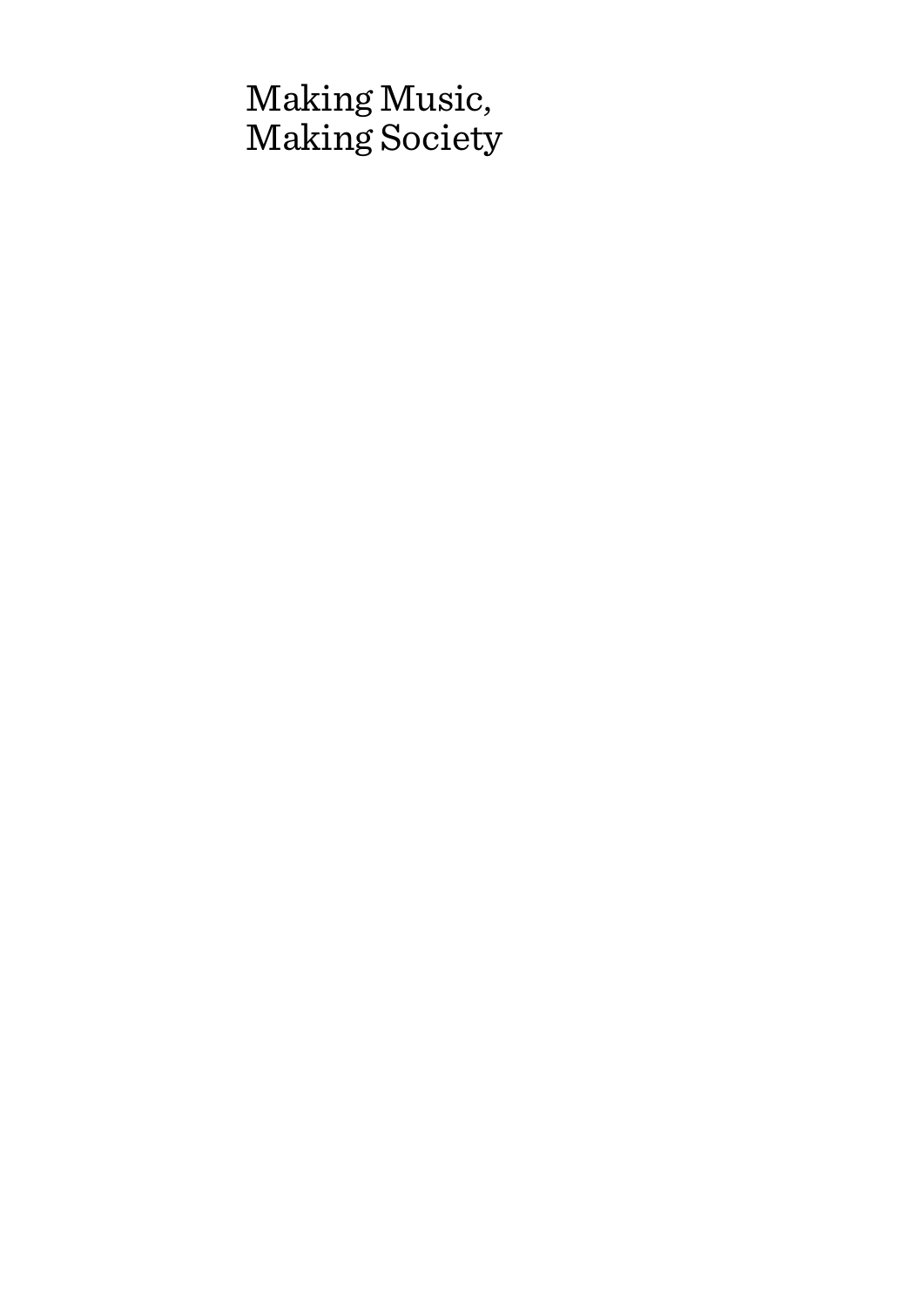# Making Music, Making Society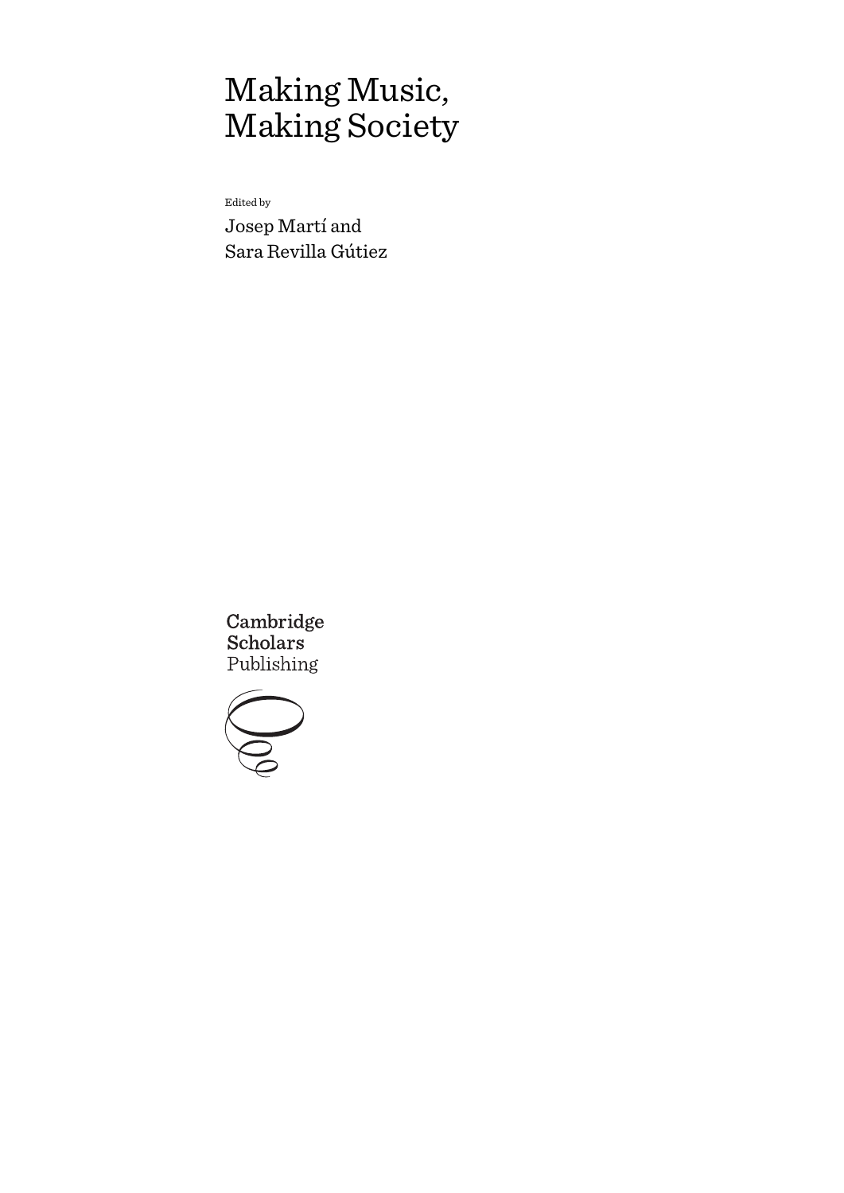# Making Music, Making Society

Edited by

Josep Martí and
Sara Revilla Gútiez

Cambridge
Scholars
Publishing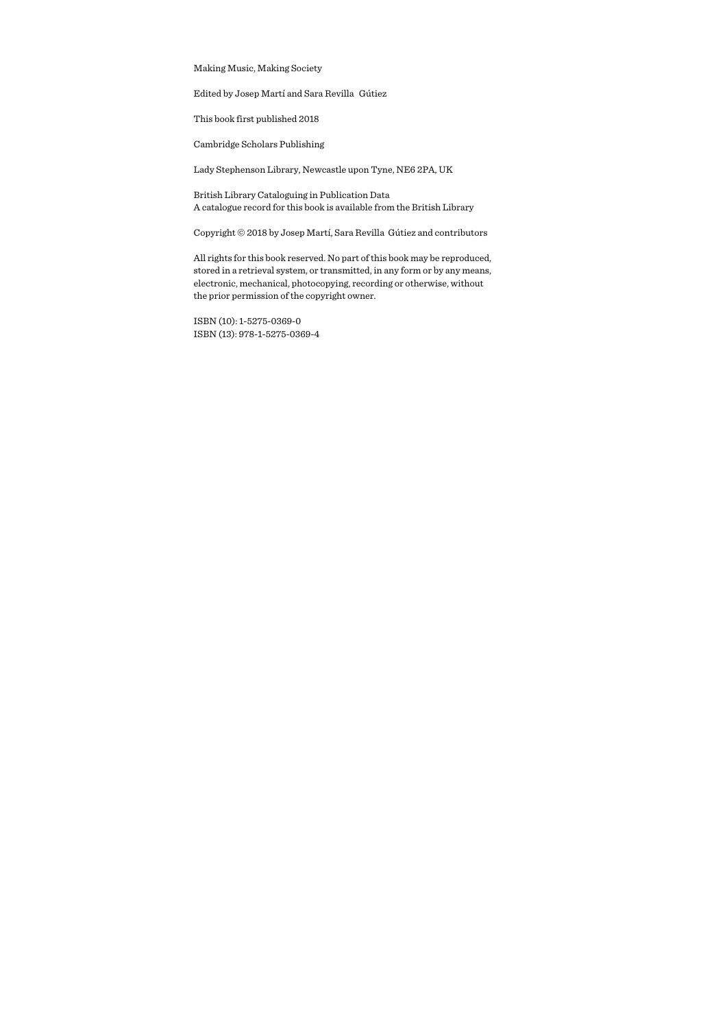Making Music, Making Society

Edited by Josep Martí and Sara Revilla Gútiez

This book first published 2018

Cambridge Scholars Publishing

Lady Stephenson Library, Newcastle upon Tyne, NE6 2PA, UK

British Library Cataloguing in Publication Data
A catalogue record for this book is available from the British Library

Copyright © 2018 by Josep Martí, Sara Revilla Gútiez and contributors

All rights for this book reserved. No part of this book may be reproduced, stored in a retrieval system, or transmitted, in any form or by any means, electronic, mechanical, photocopying, recording or otherwise, without the prior permission of the copyright owner.

ISBN (10): 1-5275-0369-0
ISBN (13): 978-1-5275-0369-4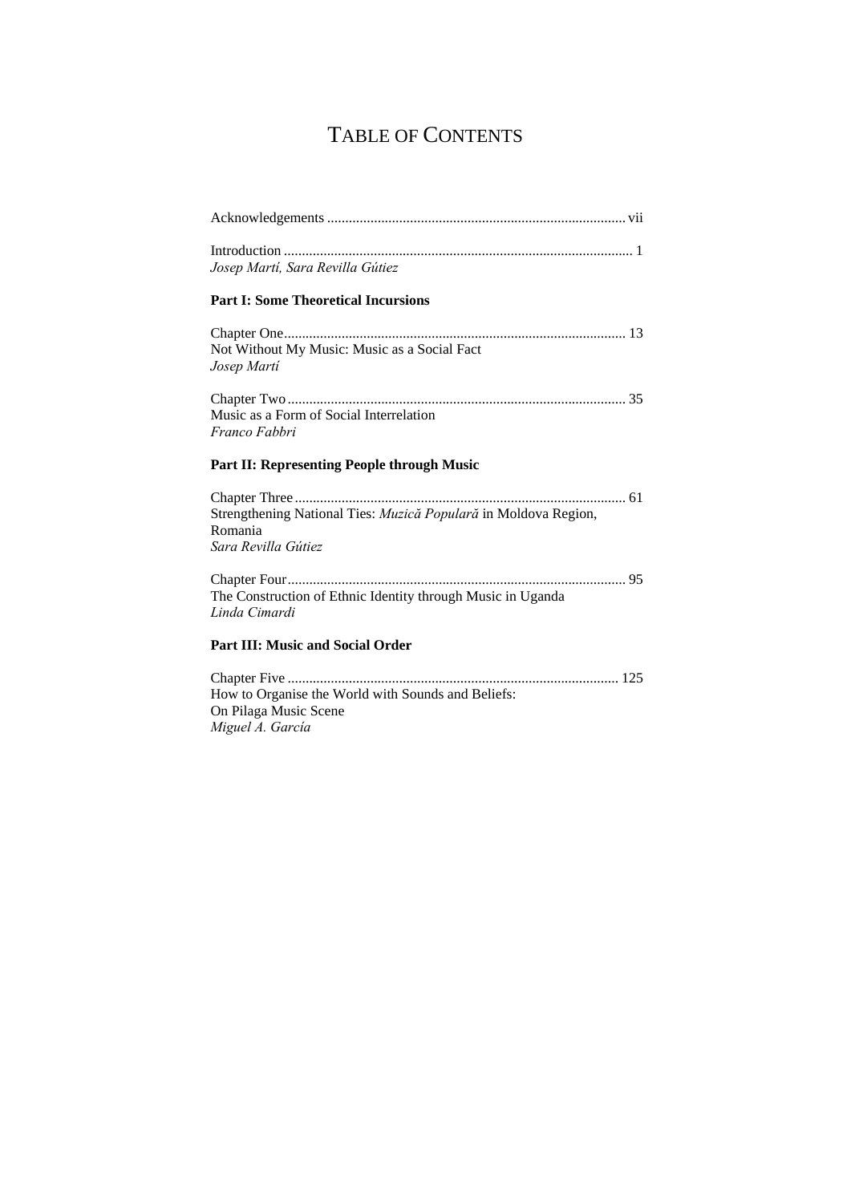# TABLE OF CONTENTS

Acknowledgements .................................................................................. vii

Introduction ................................................................................................ 1
*Josep Martí, Sara Revilla Gútiez*

**Part I: Some Theoretical Incursions**

Chapter One.............................................................................................. 13
Not Without My Music: Music as a Social Fact
*Josep Martí*

Chapter Two ............................................................................................. 35
Music as a Form of Social Interrelation
*Franco Fabbri*

**Part II: Representing People through Music**

Chapter Three........................................................................................... 61
Strengthening National Ties: *Muzică Populară* in Moldova Region, Romania
*Sara Revilla Gútiez*

Chapter Four............................................................................................. 95
The Construction of Ethnic Identity through Music in Uganda
*Linda Cimardi*

**Part III: Music and Social Order**

Chapter Five ........................................................................................... 125
How to Organise the World with Sounds and Beliefs: On Pilaga Music Scene
*Miguel A. García*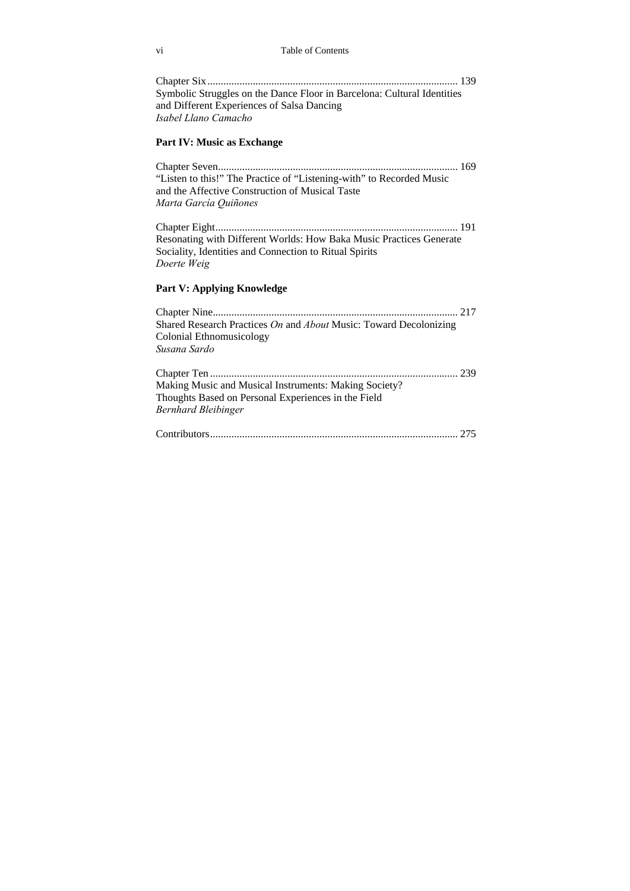Chapter Six............................................................................................ 139
Symbolic Struggles on the Dance Floor in Barcelona: Cultural Identities and Different Experiences of Salsa Dancing
*Isabel Llano Camacho*

**Part IV: Music as Exchange**

Chapter Seven......................................................................................... 169
"Listen to this!" The Practice of "Listening-with" to Recorded Music and the Affective Construction of Musical Taste
*Marta García Quiñones*

Chapter Eight.......................................................................................... 191
Resonating with Different Worlds: How Baka Music Practices Generate Sociality, Identities and Connection to Ritual Spirits
*Doerte Weig*

**Part V: Applying Knowledge**

Chapter Nine........................................................................................... 217
Shared Research Practices *On* and *About* Music: Toward Decolonizing Colonial Ethnomusicology
*Susana Sardo*

Chapter Ten............................................................................................ 239
Making Music and Musical Instruments: Making Society? Thoughts Based on Personal Experiences in the Field
*Bernhard Bleibinger*

Contributors............................................................................................ 275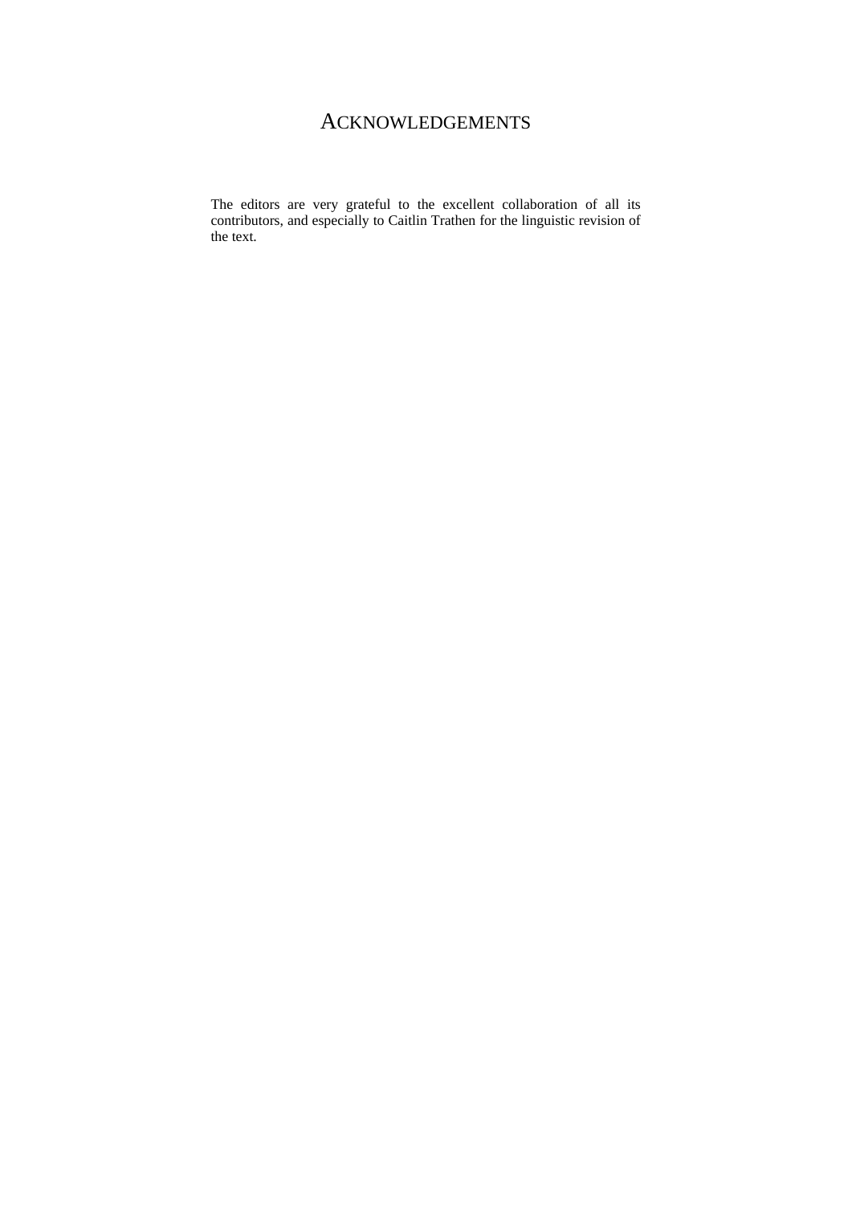# ACKNOWLEDGEMENTS

The editors are very grateful to the excellent collaboration of all its contributors, and especially to Caitlin Trathen for the linguistic revision of the text.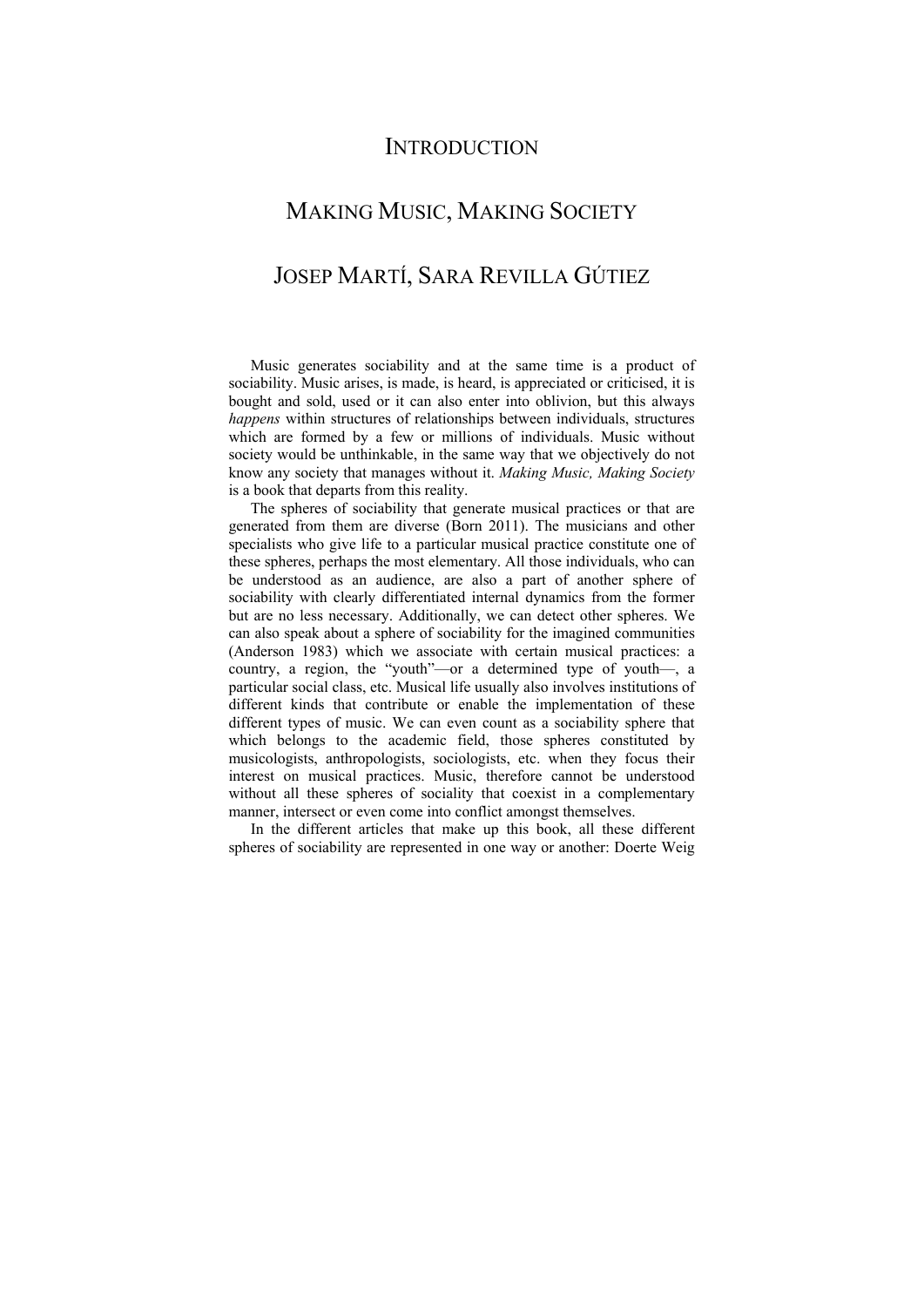# INTRODUCTION

# MAKING MUSIC, MAKING SOCIETY

## JOSEP MARTÍ, SARA REVILLA GÚTIEZ

Music generates sociability and at the same time is a product of sociability. Music arises, is made, is heard, is appreciated or criticised, it is bought and sold, used or it can also enter into oblivion, but this always *happens* within structures of relationships between individuals, structures which are formed by a few or millions of individuals. Music without society would be unthinkable, in the same way that we objectively do not know any society that manages without it. *Making Music, Making Society* is a book that departs from this reality.

The spheres of sociability that generate musical practices or that are generated from them are diverse (Born 2011). The musicians and other specialists who give life to a particular musical practice constitute one of these spheres, perhaps the most elementary. All those individuals, who can be understood as an audience, are also a part of another sphere of sociability with clearly differentiated internal dynamics from the former but are no less necessary. Additionally, we can detect other spheres. We can also speak about a sphere of sociability for the imagined communities (Anderson 1983) which we associate with certain musical practices: a country, a region, the "youth"—or a determined type of youth—, a particular social class, etc. Musical life usually also involves institutions of different kinds that contribute or enable the implementation of these different types of music. We can even count as a sociability sphere that which belongs to the academic field, those spheres constituted by musicologists, anthropologists, sociologists, etc. when they focus their interest on musical practices. Music, therefore cannot be understood without all these spheres of sociality that coexist in a complementary manner, intersect or even come into conflict amongst themselves.

In the different articles that make up this book, all these different spheres of sociability are represented in one way or another: Doerte Weig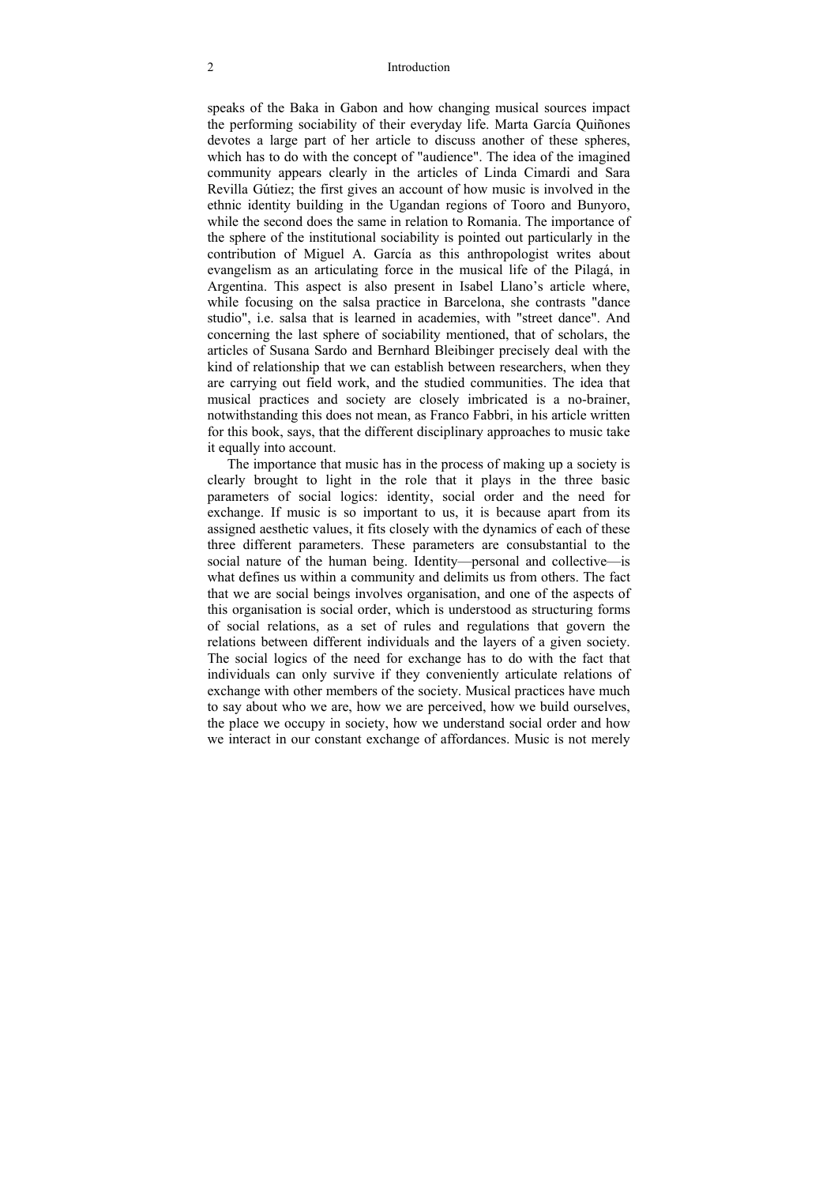speaks of the Baka in Gabon and how changing musical sources impact the performing sociability of their everyday life. Marta García Quiñones devotes a large part of her article to discuss another of these spheres, which has to do with the concept of "audience". The idea of the imagined community appears clearly in the articles of Linda Cimardi and Sara Revilla Gútiez; the first gives an account of how music is involved in the ethnic identity building in the Ugandan regions of Tooro and Bunyoro, while the second does the same in relation to Romania. The importance of the sphere of the institutional sociability is pointed out particularly in the contribution of Miguel A. García as this anthropologist writes about evangelism as an articulating force in the musical life of the Pilagá, in Argentina. This aspect is also present in Isabel Llano's article where, while focusing on the salsa practice in Barcelona, she contrasts "dance studio", i.e. salsa that is learned in academies, with "street dance". And concerning the last sphere of sociability mentioned, that of scholars, the articles of Susana Sardo and Bernhard Bleibinger precisely deal with the kind of relationship that we can establish between researchers, when they are carrying out field work, and the studied communities. The idea that musical practices and society are closely imbricated is a no-brainer, notwithstanding this does not mean, as Franco Fabbri, in his article written for this book, says, that the different disciplinary approaches to music take it equally into account.

The importance that music has in the process of making up a society is clearly brought to light in the role that it plays in the three basic parameters of social logics: identity, social order and the need for exchange. If music is so important to us, it is because apart from its assigned aesthetic values, it fits closely with the dynamics of each of these three different parameters. These parameters are consubstantial to the social nature of the human being. Identity—personal and collective—is what defines us within a community and delimits us from others. The fact that we are social beings involves organisation, and one of the aspects of this organisation is social order, which is understood as structuring forms of social relations, as a set of rules and regulations that govern the relations between different individuals and the layers of a given society. The social logics of the need for exchange has to do with the fact that individuals can only survive if they conveniently articulate relations of exchange with other members of the society. Musical practices have much to say about who we are, how we are perceived, how we build ourselves, the place we occupy in society, how we understand social order and how we interact in our constant exchange of affordances. Music is not merely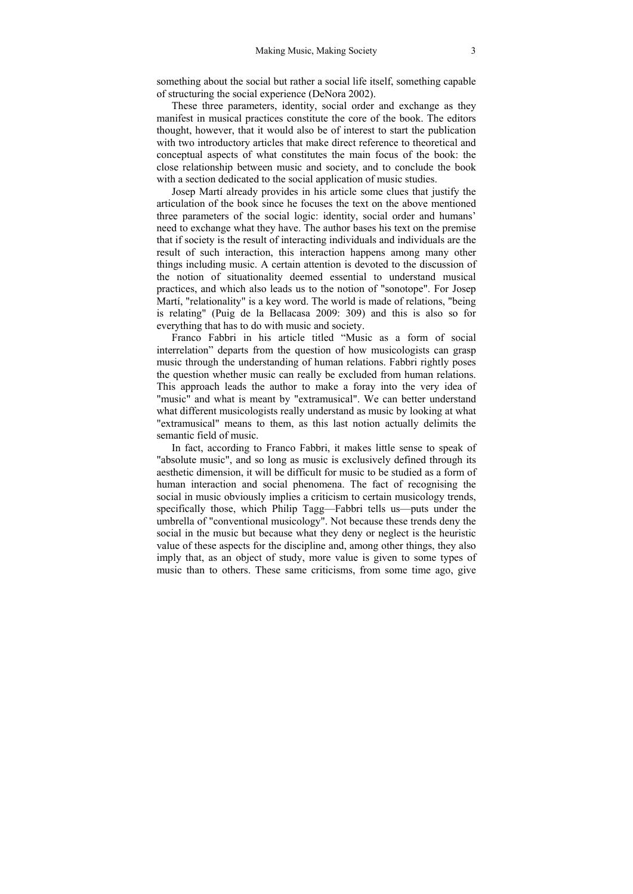something about the social but rather a social life itself, something capable of structuring the social experience (DeNora 2002).

These three parameters, identity, social order and exchange as they manifest in musical practices constitute the core of the book. The editors thought, however, that it would also be of interest to start the publication with two introductory articles that make direct reference to theoretical and conceptual aspects of what constitutes the main focus of the book: the close relationship between music and society, and to conclude the book with a section dedicated to the social application of music studies.

Josep Martí already provides in his article some clues that justify the articulation of the book since he focuses the text on the above mentioned three parameters of the social logic: identity, social order and humans' need to exchange what they have. The author bases his text on the premise that if society is the result of interacting individuals and individuals are the result of such interaction, this interaction happens among many other things including music. A certain attention is devoted to the discussion of the notion of situationality deemed essential to understand musical practices, and which also leads us to the notion of "sonotope". For Josep Martí, "relationality" is a key word. The world is made of relations, "being is relating" (Puig de la Bellacasa 2009: 309) and this is also so for everything that has to do with music and society.

Franco Fabbri in his article titled "Music as a form of social interrelation" departs from the question of how musicologists can grasp music through the understanding of human relations. Fabbri rightly poses the question whether music can really be excluded from human relations. This approach leads the author to make a foray into the very idea of "music" and what is meant by "extramusical". We can better understand what different musicologists really understand as music by looking at what "extramusical" means to them, as this last notion actually delimits the semantic field of music.

In fact, according to Franco Fabbri, it makes little sense to speak of "absolute music", and so long as music is exclusively defined through its aesthetic dimension, it will be difficult for music to be studied as a form of human interaction and social phenomena. The fact of recognising the social in music obviously implies a criticism to certain musicology trends, specifically those, which Philip Tagg—Fabbri tells us—puts under the umbrella of "conventional musicology". Not because these trends deny the social in the music but because what they deny or neglect is the heuristic value of these aspects for the discipline and, among other things, they also imply that, as an object of study, more value is given to some types of music than to others. These same criticisms, from some time ago, give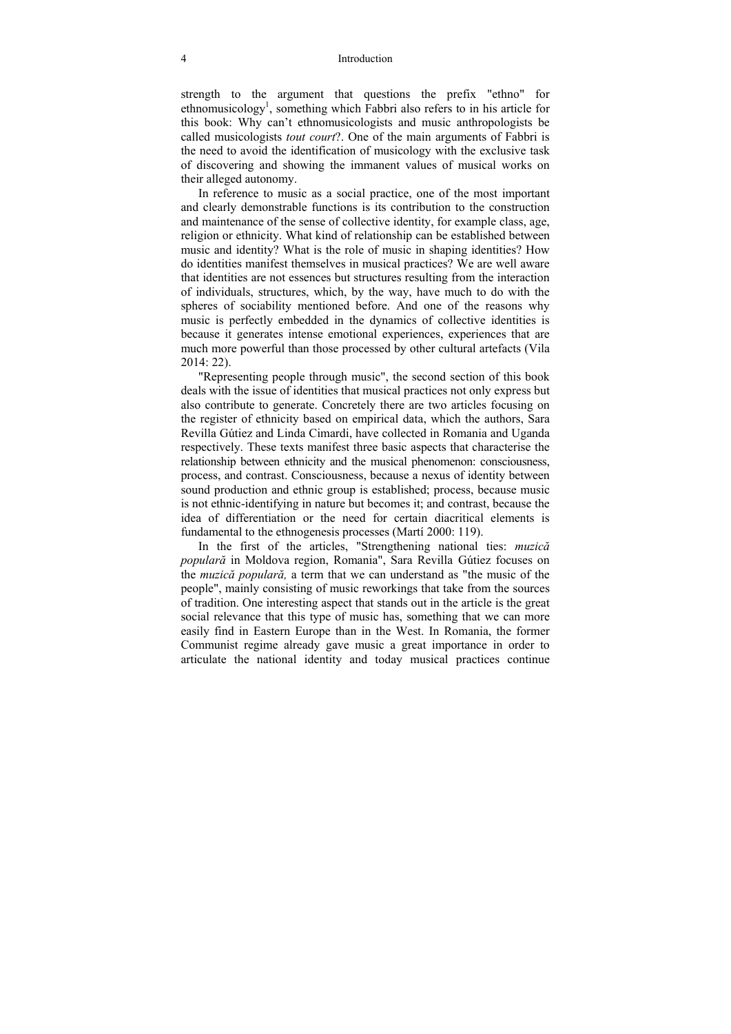strength to the argument that questions the prefix "ethno" for ethnomusicology[1], something which Fabbri also refers to in his article for this book: Why can't ethnomusicologists and music anthropologists be called musicologists *tout court*?. One of the main arguments of Fabbri is the need to avoid the identification of musicology with the exclusive task of discovering and showing the immanent values of musical works on their alleged autonomy.

In reference to music as a social practice, one of the most important and clearly demonstrable functions is its contribution to the construction and maintenance of the sense of collective identity, for example class, age, religion or ethnicity. What kind of relationship can be established between music and identity? What is the role of music in shaping identities? How do identities manifest themselves in musical practices? We are well aware that identities are not essences but structures resulting from the interaction of individuals, structures, which, by the way, have much to do with the spheres of sociability mentioned before. And one of the reasons why music is perfectly embedded in the dynamics of collective identities is because it generates intense emotional experiences, experiences that are much more powerful than those processed by other cultural artefacts (Vila 2014: 22).

"Representing people through music", the second section of this book deals with the issue of identities that musical practices not only express but also contribute to generate. Concretely there are two articles focusing on the register of ethnicity based on empirical data, which the authors, Sara Revilla Gútiez and Linda Cimardi, have collected in Romania and Uganda respectively. These texts manifest three basic aspects that characterise the relationship between ethnicity and the musical phenomenon: consciousness, process, and contrast. Consciousness, because a nexus of identity between sound production and ethnic group is established; process, because music is not ethnic-identifying in nature but becomes it; and contrast, because the idea of differentiation or the need for certain diacritical elements is fundamental to the ethnogenesis processes (Martí 2000: 119).

In the first of the articles, "Strengthening national ties: *muzică populară* in Moldova region, Romania", Sara Revilla Gútiez focuses on the *muzică populară,* a term that we can understand as "the music of the people", mainly consisting of music reworkings that take from the sources of tradition. One interesting aspect that stands out in the article is the great social relevance that this type of music has, something that we can more easily find in Eastern Europe than in the West. In Romania, the former Communist regime already gave music a great importance in order to articulate the national identity and today musical practices continue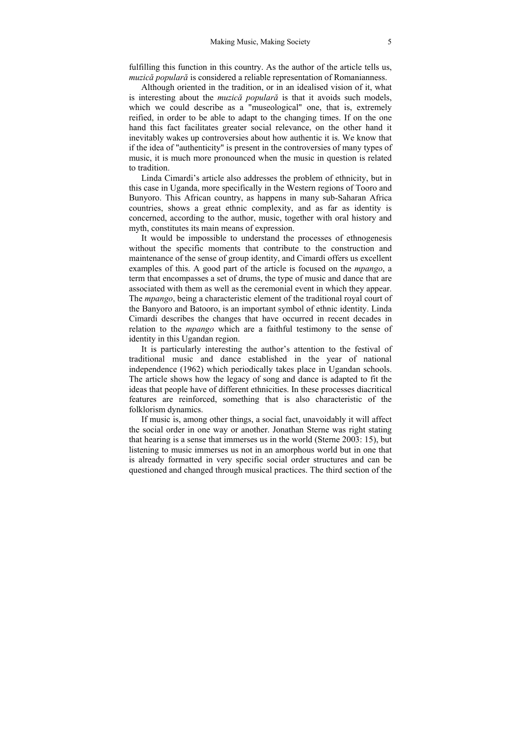fulfilling this function in this country. As the author of the article tells us, *muzică populară* is considered a reliable representation of Romanianness.

Although oriented in the tradition, or in an idealised vision of it, what is interesting about the *muzică populară* is that it avoids such models, which we could describe as a "museological" one, that is, extremely reified, in order to be able to adapt to the changing times. If on the one hand this fact facilitates greater social relevance, on the other hand it inevitably wakes up controversies about how authentic it is. We know that if the idea of "authenticity" is present in the controversies of many types of music, it is much more pronounced when the music in question is related to tradition.

Linda Cimardi's article also addresses the problem of ethnicity, but in this case in Uganda, more specifically in the Western regions of Tooro and Bunyoro. This African country, as happens in many sub-Saharan Africa countries, shows a great ethnic complexity, and as far as identity is concerned, according to the author, music, together with oral history and myth, constitutes its main means of expression.

It would be impossible to understand the processes of ethnogenesis without the specific moments that contribute to the construction and maintenance of the sense of group identity, and Cimardi offers us excellent examples of this. A good part of the article is focused on the *mpango*, a term that encompasses a set of drums, the type of music and dance that are associated with them as well as the ceremonial event in which they appear. The *mpango*, being a characteristic element of the traditional royal court of the Banyoro and Batooro, is an important symbol of ethnic identity. Linda Cimardi describes the changes that have occurred in recent decades in relation to the *mpango* which are a faithful testimony to the sense of identity in this Ugandan region.

It is particularly interesting the author's attention to the festival of traditional music and dance established in the year of national independence (1962) which periodically takes place in Ugandan schools. The article shows how the legacy of song and dance is adapted to fit the ideas that people have of different ethnicities. In these processes diacritical features are reinforced, something that is also characteristic of the folklorism dynamics.

If music is, among other things, a social fact, unavoidably it will affect the social order in one way or another. Jonathan Sterne was right stating that hearing is a sense that immerses us in the world (Sterne 2003: 15), but listening to music immerses us not in an amorphous world but in one that is already formatted in very specific social order structures and can be questioned and changed through musical practices. The third section of the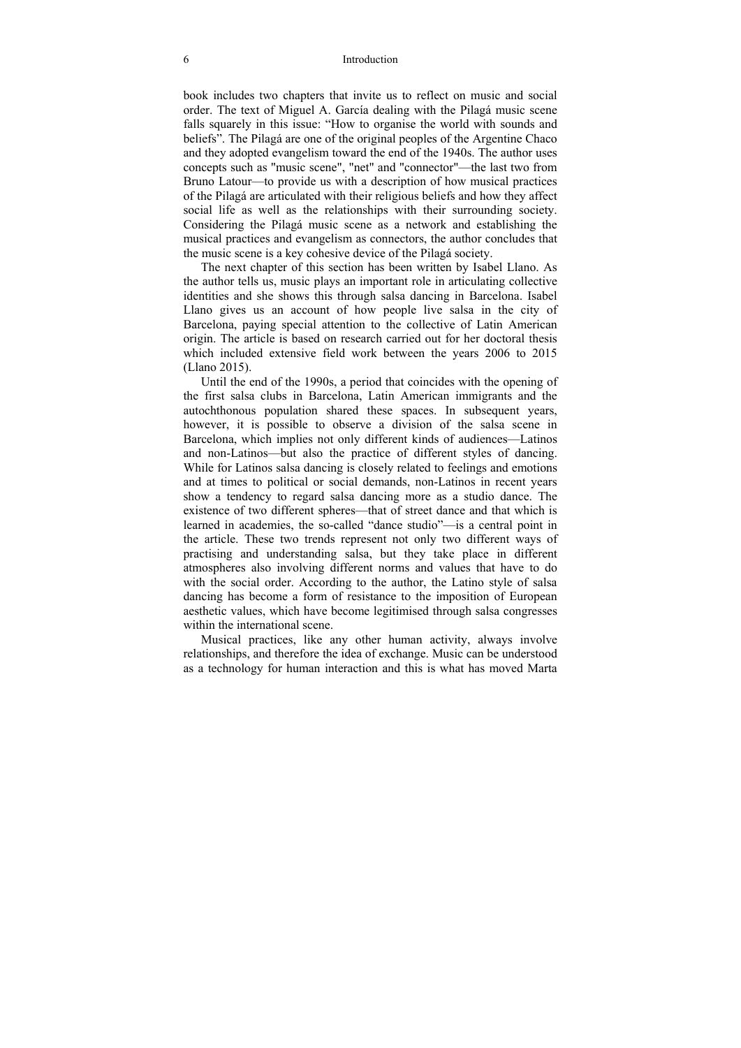book includes two chapters that invite us to reflect on music and social order. The text of Miguel A. García dealing with the Pilagá music scene falls squarely in this issue: "How to organise the world with sounds and beliefs". The Pilagá are one of the original peoples of the Argentine Chaco and they adopted evangelism toward the end of the 1940s. The author uses concepts such as "music scene", "net" and "connector"—the last two from Bruno Latour—to provide us with a description of how musical practices of the Pilagá are articulated with their religious beliefs and how they affect social life as well as the relationships with their surrounding society. Considering the Pilagá music scene as a network and establishing the musical practices and evangelism as connectors, the author concludes that the music scene is a key cohesive device of the Pilagá society.

The next chapter of this section has been written by Isabel Llano. As the author tells us, music plays an important role in articulating collective identities and she shows this through salsa dancing in Barcelona. Isabel Llano gives us an account of how people live salsa in the city of Barcelona, paying special attention to the collective of Latin American origin. The article is based on research carried out for her doctoral thesis which included extensive field work between the years 2006 to 2015 (Llano 2015).

Until the end of the 1990s, a period that coincides with the opening of the first salsa clubs in Barcelona, Latin American immigrants and the autochthonous population shared these spaces. In subsequent years, however, it is possible to observe a division of the salsa scene in Barcelona, which implies not only different kinds of audiences—Latinos and non-Latinos—but also the practice of different styles of dancing. While for Latinos salsa dancing is closely related to feelings and emotions and at times to political or social demands, non-Latinos in recent years show a tendency to regard salsa dancing more as a studio dance. The existence of two different spheres—that of street dance and that which is learned in academies, the so-called "dance studio"—is a central point in the article. These two trends represent not only two different ways of practising and understanding salsa, but they take place in different atmospheres also involving different norms and values that have to do with the social order. According to the author, the Latino style of salsa dancing has become a form of resistance to the imposition of European aesthetic values, which have become legitimised through salsa congresses within the international scene.

Musical practices, like any other human activity, always involve relationships, and therefore the idea of exchange. Music can be understood as a technology for human interaction and this is what has moved Marta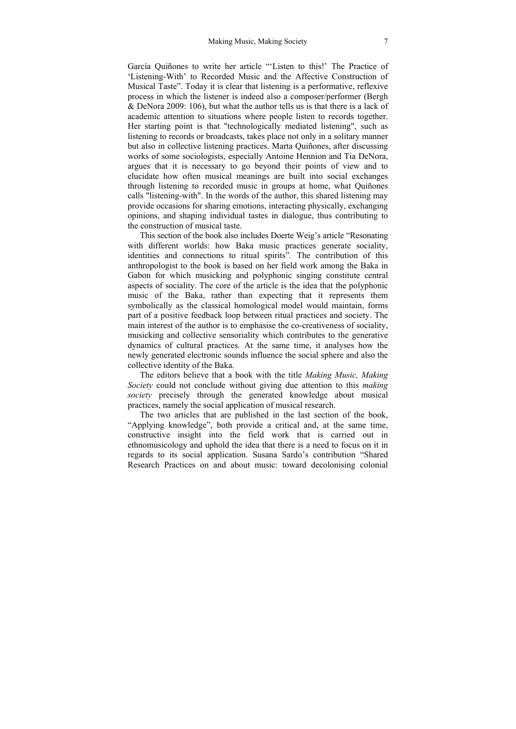García Quiñones to write her article "'Listen to this!' The Practice of 'Listening-With' to Recorded Music and the Affective Construction of Musical Taste". Today it is clear that listening is a performative, reflexive process in which the listener is indeed also a composer/performer (Bergh & DeNora 2009: 106), but what the author tells us is that there is a lack of academic attention to situations where people listen to records together. Her starting point is that "technologically mediated listening", such as listening to records or broadcasts, takes place not only in a solitary manner but also in collective listening practices. Marta Quiñones, after discussing works of some sociologists, especially Antoine Hennion and Tia DeNora, argues that it is necessary to go beyond their points of view and to elucidate how often musical meanings are built into social exchanges through listening to recorded music in groups at home, what Quiñones calls "listening-with". In the words of the author, this shared listening may provide occasions for sharing emotions, interacting physically, exchanging opinions, and shaping individual tastes in dialogue, thus contributing to the construction of musical taste.

This section of the book also includes Doerte Weig's article "Resonating with different worlds: how Baka music practices generate sociality, identities and connections to ritual spirits". The contribution of this anthropologist to the book is based on her field work among the Baka in Gabon for which musicking and polyphonic singing constitute central aspects of sociality. The core of the article is the idea that the polyphonic music of the Baka, rather than expecting that it represents them symbolically as the classical homological model would maintain, forms part of a positive feedback loop between ritual practices and society. The main interest of the author is to emphasise the co-creativeness of sociality, musicking and collective sensoriality which contributes to the generative dynamics of cultural practices. At the same time, it analyses how the newly generated electronic sounds influence the social sphere and also the collective identity of the Baka.

The editors believe that a book with the title *Making Music, Making Society* could not conclude without giving due attention to this *making society* precisely through the generated knowledge about musical practices, namely the social application of musical research.

The two articles that are published in the last section of the book, "Applying knowledge", both provide a critical and, at the same time, constructive insight into the field work that is carried out in ethnomusicology and uphold the idea that there is a need to focus on it in regards to its social application. Susana Sardo's contribution "Shared Research Practices on and about music: toward decolonising colonial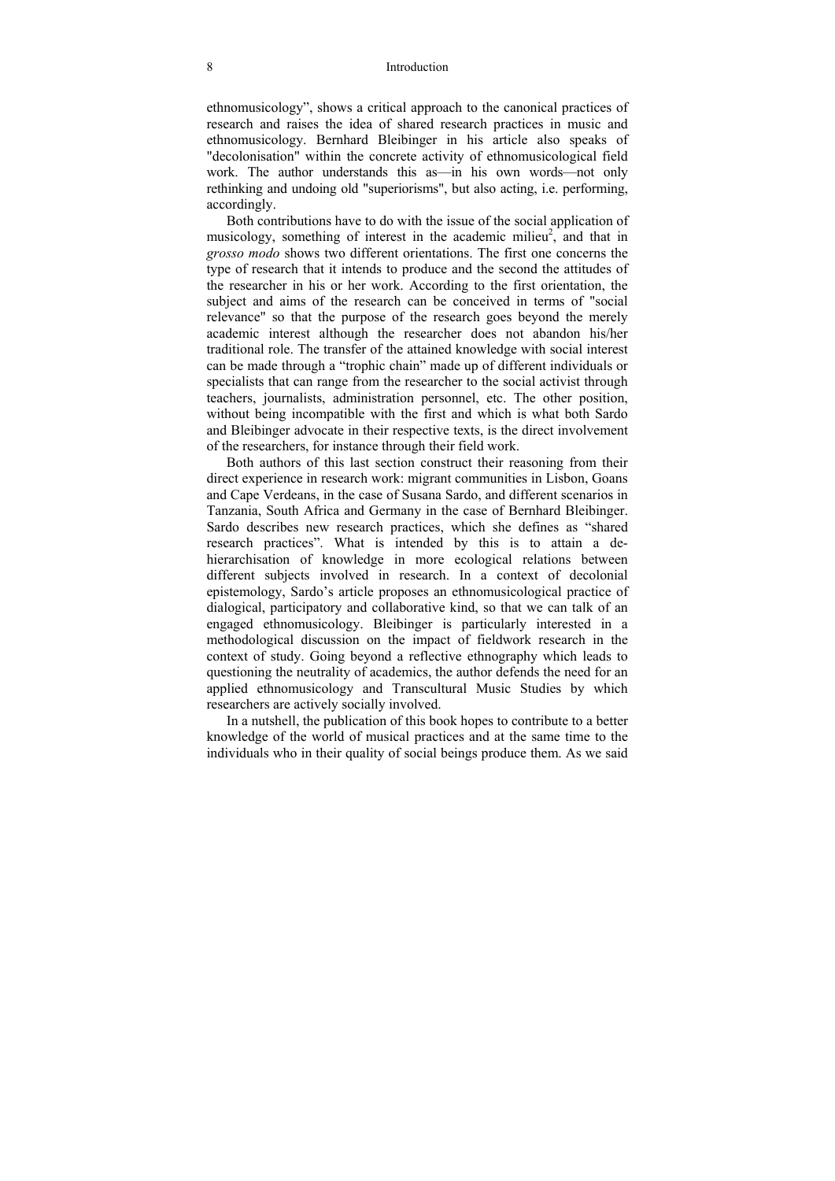ethnomusicology", shows a critical approach to the canonical practices of research and raises the idea of shared research practices in music and ethnomusicology. Bernhard Bleibinger in his article also speaks of "decolonisation" within the concrete activity of ethnomusicological field work. The author understands this as—in his own words—not only rethinking and undoing old "superiorisms", but also acting, i.e. performing, accordingly.

Both contributions have to do with the issue of the social application of musicology, something of interest in the academic milieu[2], and that in *grosso modo* shows two different orientations. The first one concerns the type of research that it intends to produce and the second the attitudes of the researcher in his or her work. According to the first orientation, the subject and aims of the research can be conceived in terms of "social relevance" so that the purpose of the research goes beyond the merely academic interest although the researcher does not abandon his/her traditional role. The transfer of the attained knowledge with social interest can be made through a "trophic chain" made up of different individuals or specialists that can range from the researcher to the social activist through teachers, journalists, administration personnel, etc. The other position, without being incompatible with the first and which is what both Sardo and Bleibinger advocate in their respective texts, is the direct involvement of the researchers, for instance through their field work.

Both authors of this last section construct their reasoning from their direct experience in research work: migrant communities in Lisbon, Goans and Cape Verdeans, in the case of Susana Sardo, and different scenarios in Tanzania, South Africa and Germany in the case of Bernhard Bleibinger. Sardo describes new research practices, which she defines as "shared research practices". What is intended by this is to attain a de-hierarchisation of knowledge in more ecological relations between different subjects involved in research. In a context of decolonial epistemology, Sardo's article proposes an ethnomusicological practice of dialogical, participatory and collaborative kind, so that we can talk of an engaged ethnomusicology. Bleibinger is particularly interested in a methodological discussion on the impact of fieldwork research in the context of study. Going beyond a reflective ethnography which leads to questioning the neutrality of academics, the author defends the need for an applied ethnomusicology and Transcultural Music Studies by which researchers are actively socially involved.

In a nutshell, the publication of this book hopes to contribute to a better knowledge of the world of musical practices and at the same time to the individuals who in their quality of social beings produce them. As we said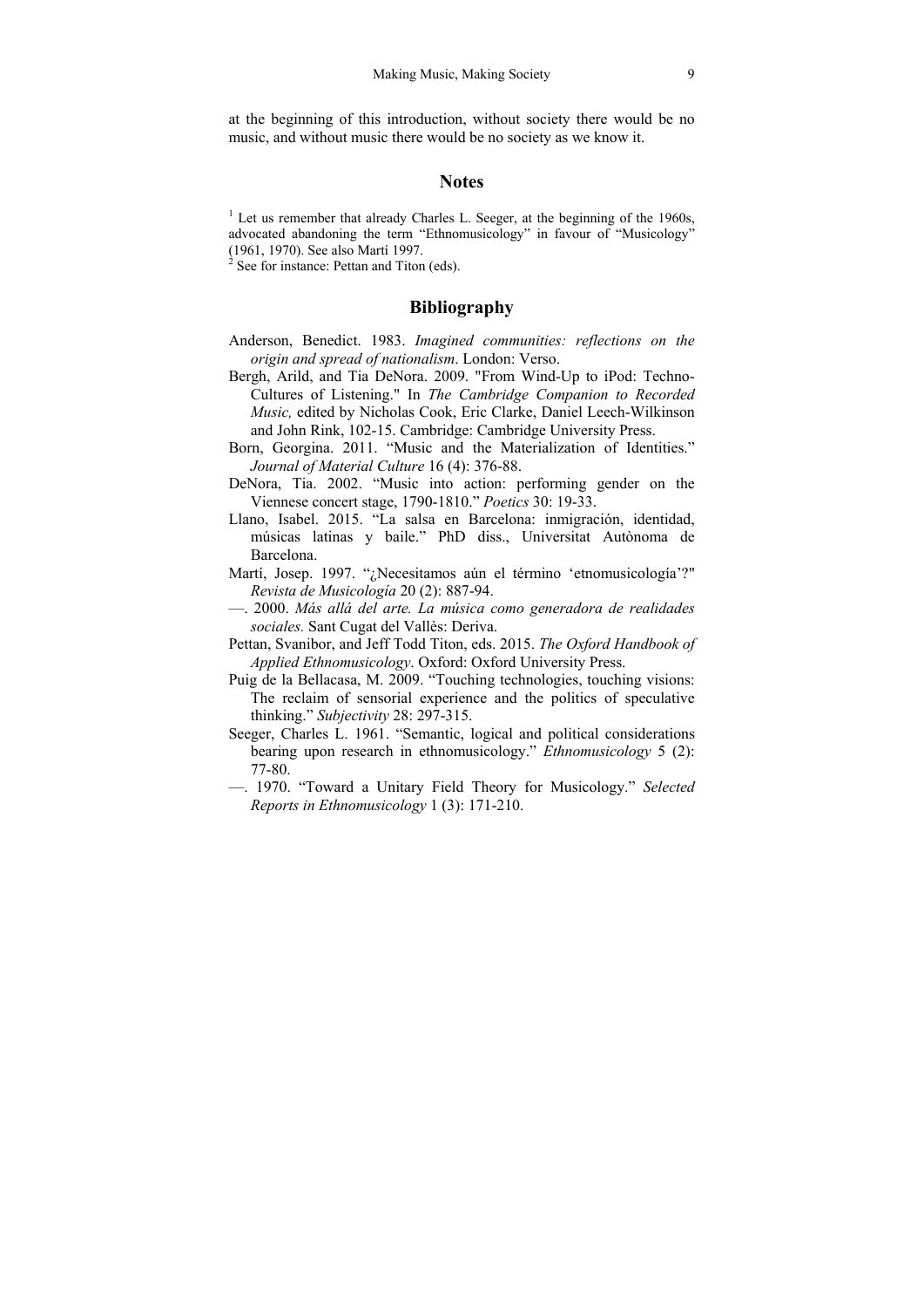at the beginning of this introduction, without society there would be no music, and without music there would be no society as we know it.

## Notes

[1] Let us remember that already Charles L. Seeger, at the beginning of the 1960s, advocated abandoning the term "Ethnomusicology" in favour of "Musicology" (1961, 1970). See also Martí 1997.
[2] See for instance: Pettan and Titon (eds).

## Bibliography

Anderson, Benedict. 1983. *Imagined communities: reflections on the origin and spread of nationalism*. London: Verso.

Bergh, Arild, and Tia DeNora. 2009. "From Wind-Up to iPod: Techno-Cultures of Listening." In *The Cambridge Companion to Recorded Music,* edited by Nicholas Cook, Eric Clarke, Daniel Leech-Wilkinson and John Rink, 102-15. Cambridge: Cambridge University Press.

Born, Georgina. 2011. "Music and the Materialization of Identities." *Journal of Material Culture* 16 (4): 376-88.

DeNora, Tia. 2002. "Music into action: performing gender on the Viennese concert stage, 1790-1810." *Poetics* 30: 19-33.

Llano, Isabel. 2015. "La salsa en Barcelona: inmigración, identidad, músicas latinas y baile." PhD diss., Universitat Autònoma de Barcelona.

Martí, Josep. 1997. "¿Necesitamos aún el término 'etnomusicología'?" *Revista de Musicología* 20 (2): 887-94.

—. 2000. *Más allá del arte. La música como generadora de realidades sociales.* Sant Cugat del Vallès: Deriva.

Pettan, Svanibor, and Jeff Todd Titon, eds. 2015. *The Oxford Handbook of Applied Ethnomusicology*. Oxford: Oxford University Press.

Puig de la Bellacasa, M. 2009. "Touching technologies, touching visions: The reclaim of sensorial experience and the politics of speculative thinking." *Subjectivity* 28: 297-315.

Seeger, Charles L. 1961. "Semantic, logical and political considerations bearing upon research in ethnomusicology." *Ethnomusicology* 5 (2): 77-80.

—. 1970. "Toward a Unitary Field Theory for Musicology." *Selected Reports in Ethnomusicology* 1 (3): 171-210.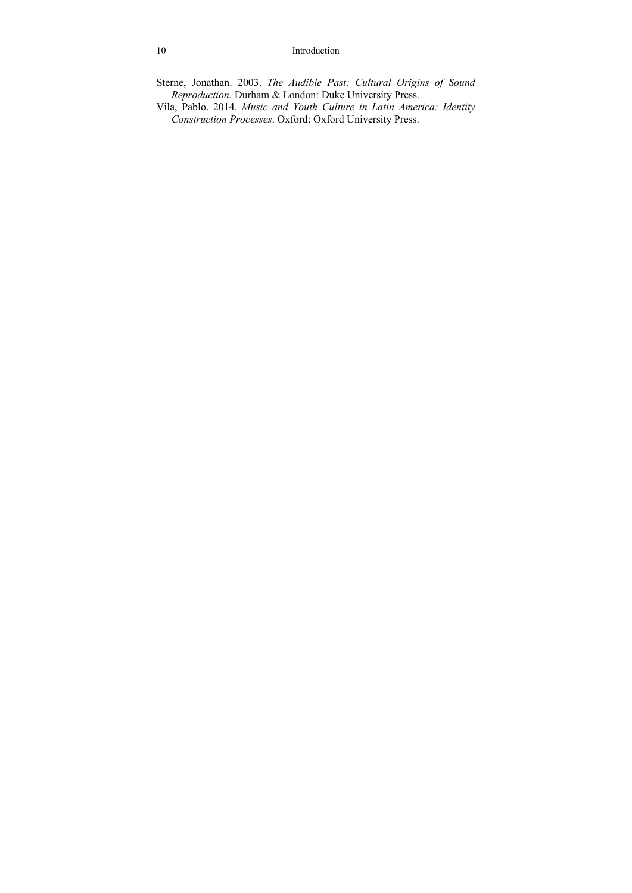Sterne, Jonathan. 2003. *The Audible Past: Cultural Origins of Sound Reproduction.* Durham & London: Duke University Press.

Vila, Pablo. 2014. *Music and Youth Culture in Latin America: Identity Construction Processes*. Oxford: Oxford University Press.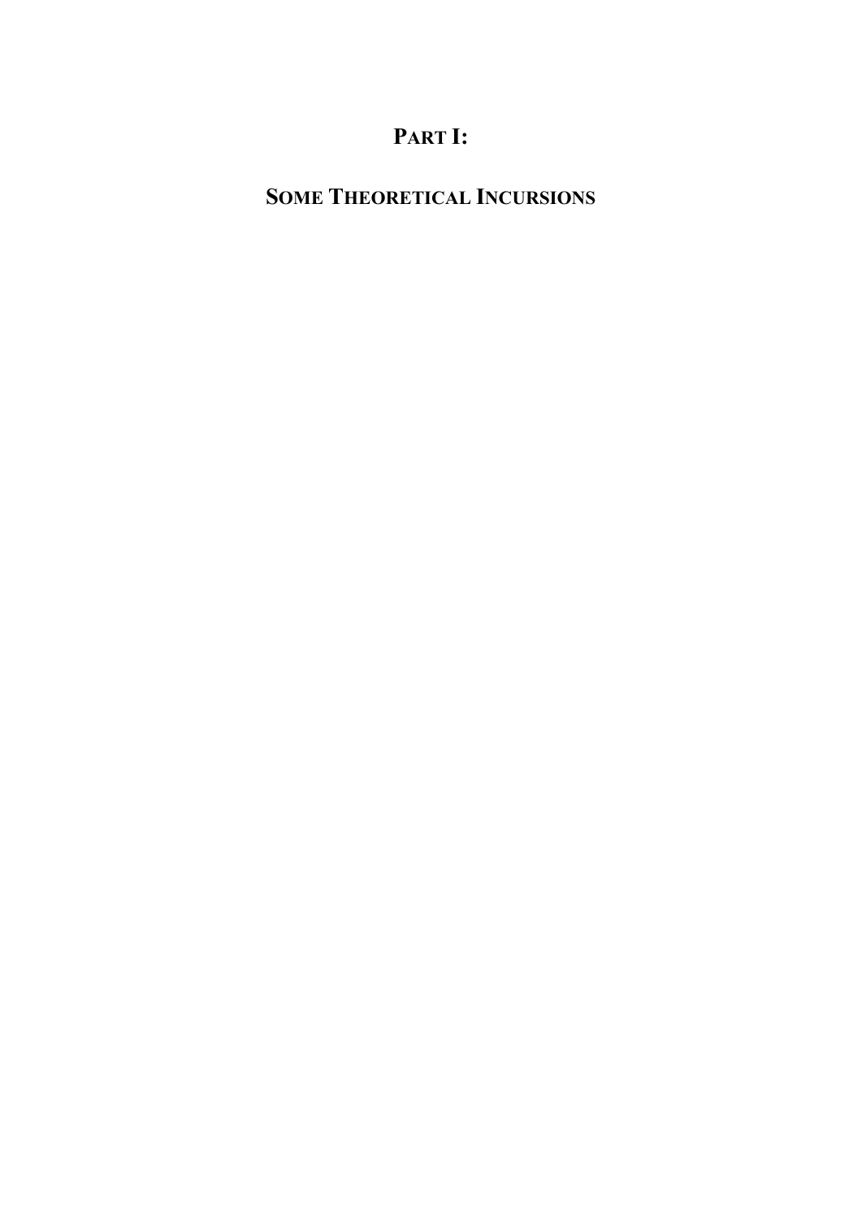# PART I:

# SOME THEORETICAL INCURSIONS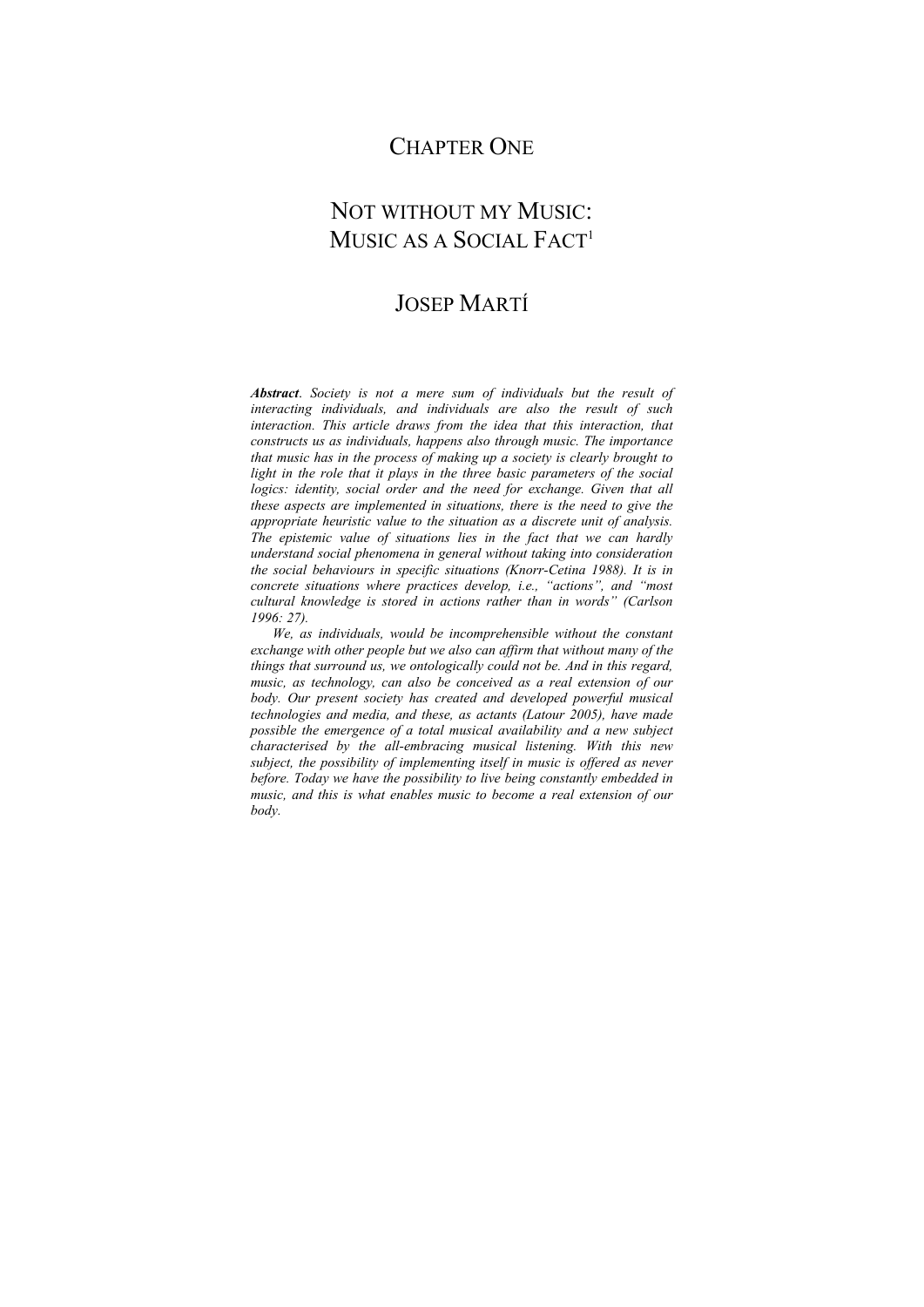# Chapter One

## Not without my Music: Music as a Social Fact[1]

### Josep Martí

***Abstract**. Society is not a mere sum of individuals but the result of interacting individuals, and individuals are also the result of such interaction. This article draws from the idea that this interaction, that constructs us as individuals, happens also through music. The importance that music has in the process of making up a society is clearly brought to light in the role that it plays in the three basic parameters of the social logics: identity, social order and the need for exchange. Given that all these aspects are implemented in situations, there is the need to give the appropriate heuristic value to the situation as a discrete unit of analysis. The epistemic value of situations lies in the fact that we can hardly understand social phenomena in general without taking into consideration the social behaviours in specific situations (Knorr-Cetina 1988). It is in concrete situations where practices develop, i.e., "actions", and "most cultural knowledge is stored in actions rather than in words" (Carlson 1996: 27).*

*We, as individuals, would be incomprehensible without the constant exchange with other people but we also can affirm that without many of the things that surround us, we ontologically could not be. And in this regard, music, as technology, can also be conceived as a real extension of our body. Our present society has created and developed powerful musical technologies and media, and these, as actants (Latour 2005), have made possible the emergence of a total musical availability and a new subject characterised by the all-embracing musical listening. With this new subject, the possibility of implementing itself in music is offered as never before. Today we have the possibility to live being constantly embedded in music, and this is what enables music to become a real extension of our body.*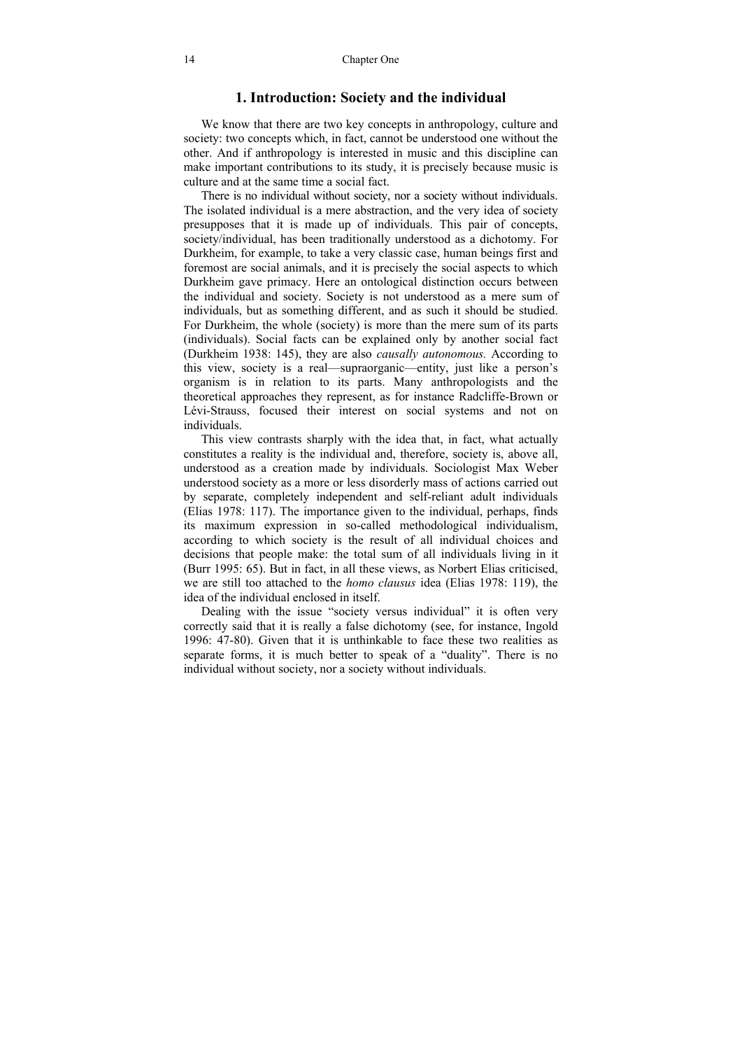# 1. Introduction: Society and the individual

We know that there are two key concepts in anthropology, culture and society: two concepts which, in fact, cannot be understood one without the other. And if anthropology is interested in music and this discipline can make important contributions to its study, it is precisely because music is culture and at the same time a social fact.

There is no individual without society, nor a society without individuals. The isolated individual is a mere abstraction, and the very idea of society presupposes that it is made up of individuals. This pair of concepts, society/individual, has been traditionally understood as a dichotomy. For Durkheim, for example, to take a very classic case, human beings first and foremost are social animals, and it is precisely the social aspects to which Durkheim gave primacy. Here an ontological distinction occurs between the individual and society. Society is not understood as a mere sum of individuals, but as something different, and as such it should be studied. For Durkheim, the whole (society) is more than the mere sum of its parts (individuals). Social facts can be explained only by another social fact (Durkheim 1938: 145), they are also *causally autonomous.* According to this view, society is a real—supraorganic—entity, just like a person's organism is in relation to its parts. Many anthropologists and the theoretical approaches they represent, as for instance Radcliffe-Brown or Lévi-Strauss, focused their interest on social systems and not on individuals.

This view contrasts sharply with the idea that, in fact, what actually constitutes a reality is the individual and, therefore, society is, above all, understood as a creation made by individuals. Sociologist Max Weber understood society as a more or less disorderly mass of actions carried out by separate, completely independent and self-reliant adult individuals (Elias 1978: 117). The importance given to the individual, perhaps, finds its maximum expression in so-called methodological individualism, according to which society is the result of all individual choices and decisions that people make: the total sum of all individuals living in it (Burr 1995: 65). But in fact, in all these views, as Norbert Elias criticised, we are still too attached to the *homo clausus* idea (Elias 1978: 119), the idea of the individual enclosed in itself.

Dealing with the issue "society versus individual" it is often very correctly said that it is really a false dichotomy (see, for instance, Ingold 1996: 47-80). Given that it is unthinkable to face these two realities as separate forms, it is much better to speak of a "duality". There is no individual without society, nor a society without individuals.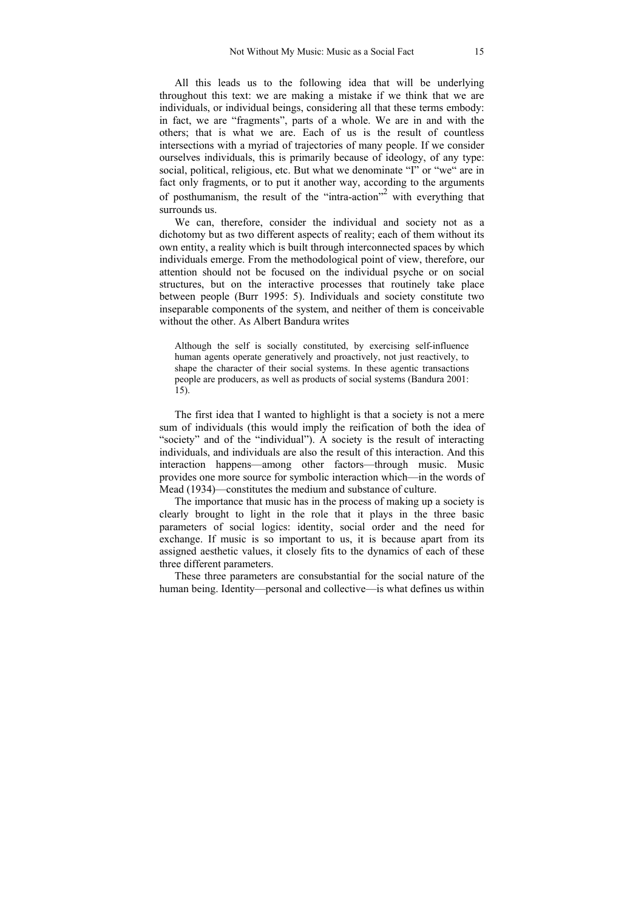All this leads us to the following idea that will be underlying throughout this text: we are making a mistake if we think that we are individuals, or individual beings, considering all that these terms embody: in fact, we are "fragments", parts of a whole. We are in and with the others; that is what we are. Each of us is the result of countless intersections with a myriad of trajectories of many people. If we consider ourselves individuals, this is primarily because of ideology, of any type: social, political, religious, etc. But what we denominate "I" or "we" are in fact only fragments, or to put it another way, according to the arguments of posthumanism, the result of the "intra-action"[2] with everything that surrounds us.

We can, therefore, consider the individual and society not as a dichotomy but as two different aspects of reality; each of them without its own entity, a reality which is built through interconnected spaces by which individuals emerge. From the methodological point of view, therefore, our attention should not be focused on the individual psyche or on social structures, but on the interactive processes that routinely take place between people (Burr 1995: 5). Individuals and society constitute two inseparable components of the system, and neither of them is conceivable without the other. As Albert Bandura writes

> Although the self is socially constituted, by exercising self-influence human agents operate generatively and proactively, not just reactively, to shape the character of their social systems. In these agentic transactions people are producers, as well as products of social systems (Bandura 2001: 15).

The first idea that I wanted to highlight is that a society is not a mere sum of individuals (this would imply the reification of both the idea of "society" and of the "individual"). A society is the result of interacting individuals, and individuals are also the result of this interaction. And this interaction happens—among other factors—through music. Music provides one more source for symbolic interaction which—in the words of Mead (1934)—constitutes the medium and substance of culture.

The importance that music has in the process of making up a society is clearly brought to light in the role that it plays in the three basic parameters of social logics: identity, social order and the need for exchange. If music is so important to us, it is because apart from its assigned aesthetic values, it closely fits to the dynamics of each of these three different parameters.

These three parameters are consubstantial for the social nature of the human being. Identity—personal and collective—is what defines us within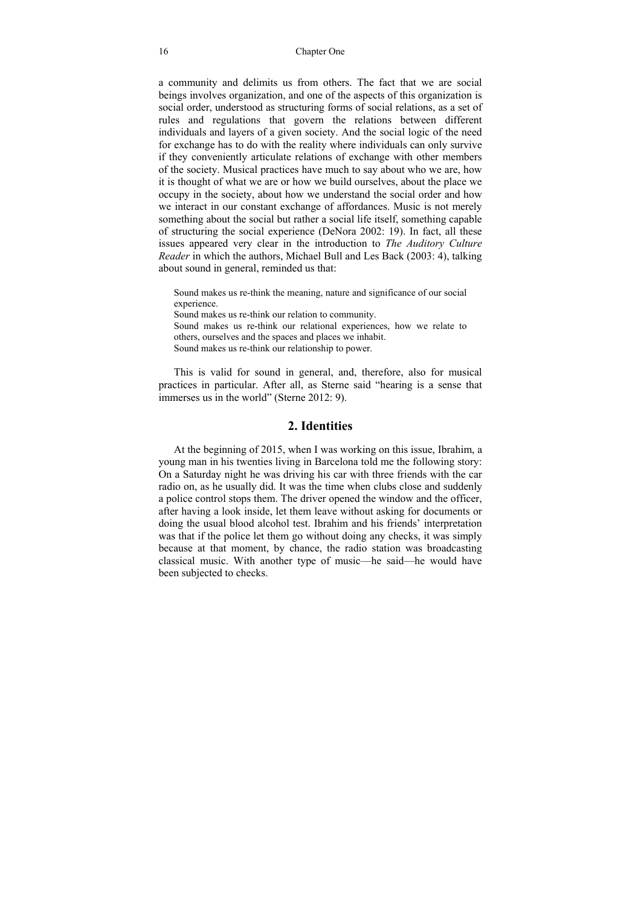a community and delimits us from others. The fact that we are social beings involves organization, and one of the aspects of this organization is social order, understood as structuring forms of social relations, as a set of rules and regulations that govern the relations between different individuals and layers of a given society. And the social logic of the need for exchange has to do with the reality where individuals can only survive if they conveniently articulate relations of exchange with other members of the society. Musical practices have much to say about who we are, how it is thought of what we are or how we build ourselves, about the place we occupy in the society, about how we understand the social order and how we interact in our constant exchange of affordances. Music is not merely something about the social but rather a social life itself, something capable of structuring the social experience (DeNora 2002: 19). In fact, all these issues appeared very clear in the introduction to *The Auditory Culture Reader* in which the authors, Michael Bull and Les Back (2003: 4), talking about sound in general, reminded us that:

> Sound makes us re-think the meaning, nature and significance of our social experience.
> Sound makes us re-think our relation to community.
> Sound makes us re-think our relational experiences, how we relate to others, ourselves and the spaces and places we inhabit.
> Sound makes us re-think our relationship to power.

This is valid for sound in general, and, therefore, also for musical practices in particular. After all, as Sterne said "hearing is a sense that immerses us in the world" (Sterne 2012: 9).

## 2. Identities

At the beginning of 2015, when I was working on this issue, Ibrahim, a young man in his twenties living in Barcelona told me the following story: On a Saturday night he was driving his car with three friends with the car radio on, as he usually did. It was the time when clubs close and suddenly a police control stops them. The driver opened the window and the officer, after having a look inside, let them leave without asking for documents or doing the usual blood alcohol test. Ibrahim and his friends' interpretation was that if the police let them go without doing any checks, it was simply because at that moment, by chance, the radio station was broadcasting classical music. With another type of music—he said—he would have been subjected to checks.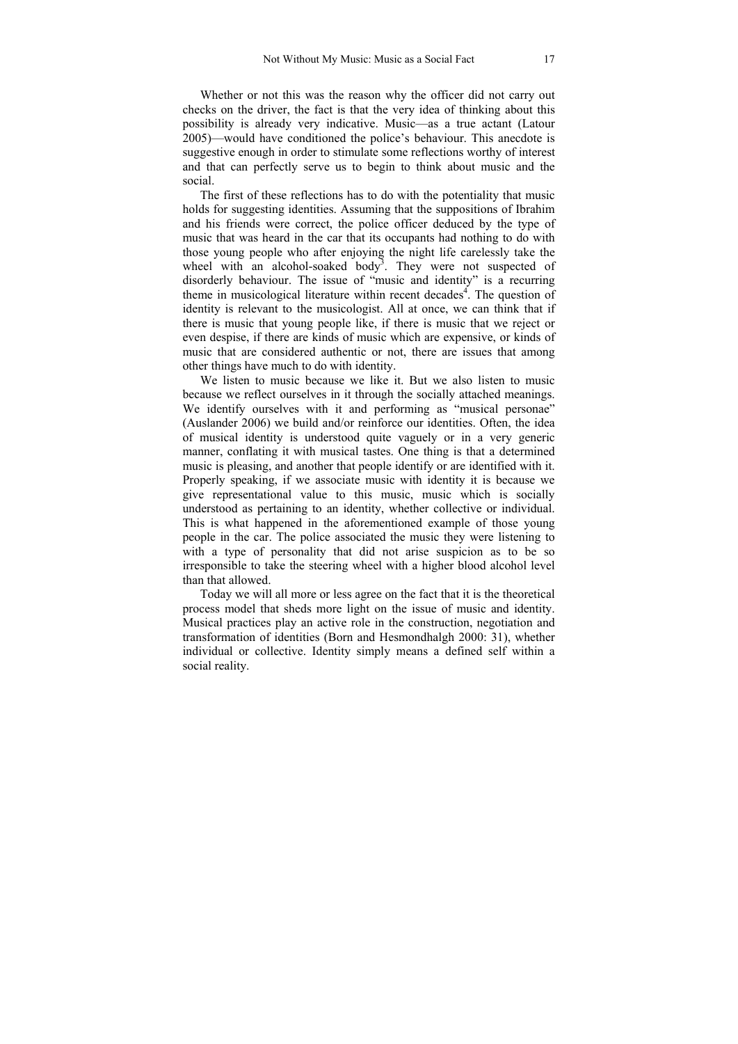Whether or not this was the reason why the officer did not carry out checks on the driver, the fact is that the very idea of thinking about this possibility is already very indicative. Music—as a true actant (Latour 2005)—would have conditioned the police's behaviour. This anecdote is suggestive enough in order to stimulate some reflections worthy of interest and that can perfectly serve us to begin to think about music and the social.

The first of these reflections has to do with the potentiality that music holds for suggesting identities. Assuming that the suppositions of Ibrahim and his friends were correct, the police officer deduced by the type of music that was heard in the car that its occupants had nothing to do with those young people who after enjoying the night life carelessly take the wheel with an alcohol-soaked body[3]. They were not suspected of disorderly behaviour. The issue of "music and identity" is a recurring theme in musicological literature within recent decades[4]. The question of identity is relevant to the musicologist. All at once, we can think that if there is music that young people like, if there is music that we reject or even despise, if there are kinds of music which are expensive, or kinds of music that are considered authentic or not, there are issues that among other things have much to do with identity.

We listen to music because we like it. But we also listen to music because we reflect ourselves in it through the socially attached meanings. We identify ourselves with it and performing as "musical personae" (Auslander 2006) we build and/or reinforce our identities. Often, the idea of musical identity is understood quite vaguely or in a very generic manner, conflating it with musical tastes. One thing is that a determined music is pleasing, and another that people identify or are identified with it. Properly speaking, if we associate music with identity it is because we give representational value to this music, music which is socially understood as pertaining to an identity, whether collective or individual. This is what happened in the aforementioned example of those young people in the car. The police associated the music they were listening to with a type of personality that did not arise suspicion as to be so irresponsible to take the steering wheel with a higher blood alcohol level than that allowed.

Today we will all more or less agree on the fact that it is the theoretical process model that sheds more light on the issue of music and identity. Musical practices play an active role in the construction, negotiation and transformation of identities (Born and Hesmondhalgh 2000: 31), whether individual or collective. Identity simply means a defined self within a social reality.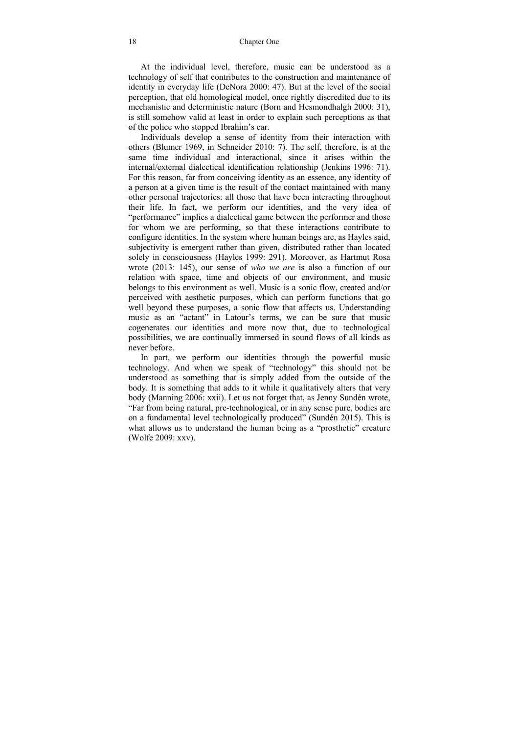At the individual level, therefore, music can be understood as a technology of self that contributes to the construction and maintenance of identity in everyday life (DeNora 2000: 47). But at the level of the social perception, that old homological model, once rightly discredited due to its mechanistic and deterministic nature (Born and Hesmondhalgh 2000: 31), is still somehow valid at least in order to explain such perceptions as that of the police who stopped Ibrahim's car.

Individuals develop a sense of identity from their interaction with others (Blumer 1969, in Schneider 2010: 7). The self, therefore, is at the same time individual and interactional, since it arises within the internal/external dialectical identification relationship (Jenkins 1996: 71). For this reason, far from conceiving identity as an essence, any identity of a person at a given time is the result of the contact maintained with many other personal trajectories: all those that have been interacting throughout their life. In fact, we perform our identities, and the very idea of "performance" implies a dialectical game between the performer and those for whom we are performing, so that these interactions contribute to configure identities. In the system where human beings are, as Hayles said, subjectivity is emergent rather than given, distributed rather than located solely in consciousness (Hayles 1999: 291). Moreover, as Hartmut Rosa wrote (2013: 145), our sense of *who we are* is also a function of our relation with space, time and objects of our environment, and music belongs to this environment as well. Music is a sonic flow, created and/or perceived with aesthetic purposes, which can perform functions that go well beyond these purposes, a sonic flow that affects us. Understanding music as an "actant" in Latour's terms, we can be sure that music cogenerates our identities and more now that, due to technological possibilities, we are continually immersed in sound flows of all kinds as never before.

In part, we perform our identities through the powerful music technology. And when we speak of "technology" this should not be understood as something that is simply added from the outside of the body. It is something that adds to it while it qualitatively alters that very body (Manning 2006: xxii). Let us not forget that, as Jenny Sundén wrote, "Far from being natural, pre-technological, or in any sense pure, bodies are on a fundamental level technologically produced" (Sundén 2015). This is what allows us to understand the human being as a "prosthetic" creature (Wolfe 2009: xxv).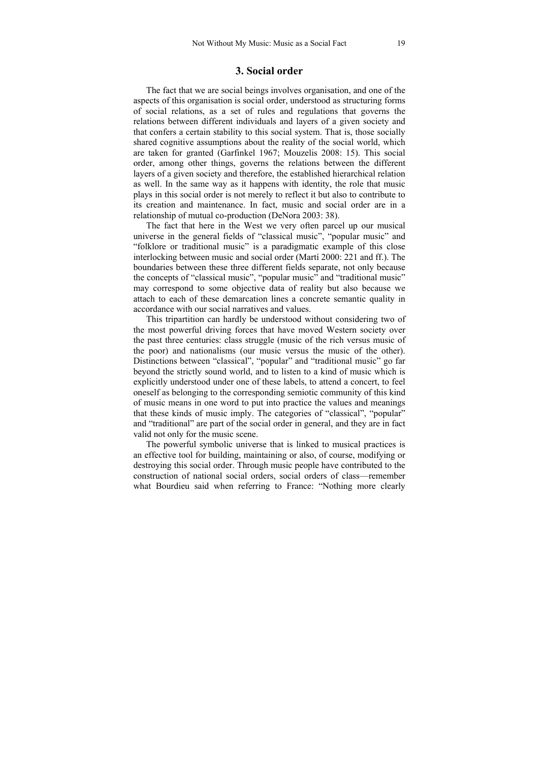## 3. Social order

The fact that we are social beings involves organisation, and one of the aspects of this organisation is social order, understood as structuring forms of social relations, as a set of rules and regulations that governs the relations between different individuals and layers of a given society and that confers a certain stability to this social system. That is, those socially shared cognitive assumptions about the reality of the social world, which are taken for granted (Garfinkel 1967; Mouzelis 2008: 15). This social order, among other things, governs the relations between the different layers of a given society and therefore, the established hierarchical relation as well. In the same way as it happens with identity, the role that music plays in this social order is not merely to reflect it but also to contribute to its creation and maintenance. In fact, music and social order are in a relationship of mutual co-production (DeNora 2003: 38).

The fact that here in the West we very often parcel up our musical universe in the general fields of "classical music", "popular music" and "folklore or traditional music" is a paradigmatic example of this close interlocking between music and social order (Martí 2000: 221 and ff.). The boundaries between these three different fields separate, not only because the concepts of "classical music", "popular music" and "traditional music" may correspond to some objective data of reality but also because we attach to each of these demarcation lines a concrete semantic quality in accordance with our social narratives and values.

This tripartition can hardly be understood without considering two of the most powerful driving forces that have moved Western society over the past three centuries: class struggle (music of the rich versus music of the poor) and nationalisms (our music versus the music of the other). Distinctions between "classical", "popular" and "traditional music" go far beyond the strictly sound world, and to listen to a kind of music which is explicitly understood under one of these labels, to attend a concert, to feel oneself as belonging to the corresponding semiotic community of this kind of music means in one word to put into practice the values and meanings that these kinds of music imply. The categories of "classical", "popular" and "traditional" are part of the social order in general, and they are in fact valid not only for the music scene.

The powerful symbolic universe that is linked to musical practices is an effective tool for building, maintaining or also, of course, modifying or destroying this social order. Through music people have contributed to the construction of national social orders, social orders of class—remember what Bourdieu said when referring to France: "Nothing more clearly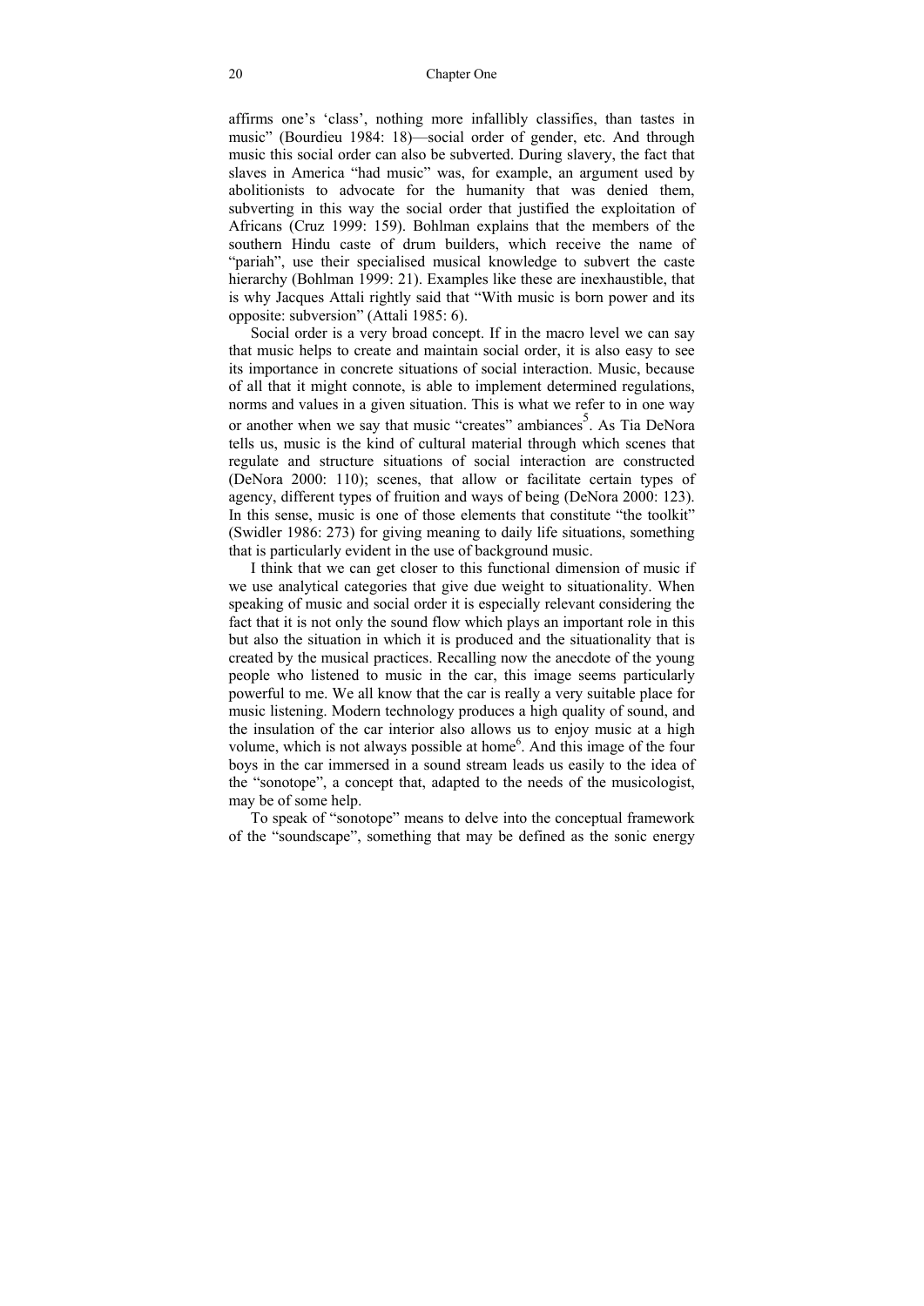affirms one's 'class', nothing more infallibly classifies, than tastes in music" (Bourdieu 1984: 18)—social order of gender, etc. And through music this social order can also be subverted. During slavery, the fact that slaves in America "had music" was, for example, an argument used by abolitionists to advocate for the humanity that was denied them, subverting in this way the social order that justified the exploitation of Africans (Cruz 1999: 159). Bohlman explains that the members of the southern Hindu caste of drum builders, which receive the name of "pariah", use their specialised musical knowledge to subvert the caste hierarchy (Bohlman 1999: 21). Examples like these are inexhaustible, that is why Jacques Attali rightly said that "With music is born power and its opposite: subversion" (Attali 1985: 6).

Social order is a very broad concept. If in the macro level we can say that music helps to create and maintain social order, it is also easy to see its importance in concrete situations of social interaction. Music, because of all that it might connote, is able to implement determined regulations, norms and values in a given situation. This is what we refer to in one way or another when we say that music "creates" ambiances[5]. As Tia DeNora tells us, music is the kind of cultural material through which scenes that regulate and structure situations of social interaction are constructed (DeNora 2000: 110); scenes, that allow or facilitate certain types of agency, different types of fruition and ways of being (DeNora 2000: 123). In this sense, music is one of those elements that constitute "the toolkit" (Swidler 1986: 273) for giving meaning to daily life situations, something that is particularly evident in the use of background music.

I think that we can get closer to this functional dimension of music if we use analytical categories that give due weight to situationality. When speaking of music and social order it is especially relevant considering the fact that it is not only the sound flow which plays an important role in this but also the situation in which it is produced and the situationality that is created by the musical practices. Recalling now the anecdote of the young people who listened to music in the car, this image seems particularly powerful to me. We all know that the car is really a very suitable place for music listening. Modern technology produces a high quality of sound, and the insulation of the car interior also allows us to enjoy music at a high volume, which is not always possible at home[6]. And this image of the four boys in the car immersed in a sound stream leads us easily to the idea of the "sonotope", a concept that, adapted to the needs of the musicologist, may be of some help.

To speak of "sonotope" means to delve into the conceptual framework of the "soundscape", something that may be defined as the sonic energy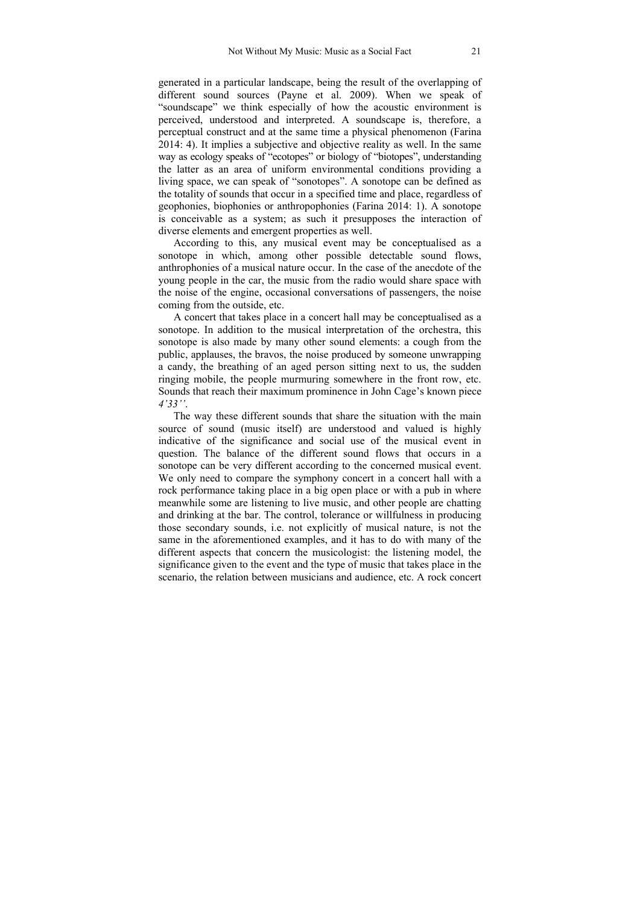generated in a particular landscape, being the result of the overlapping of different sound sources (Payne et al. 2009). When we speak of "soundscape" we think especially of how the acoustic environment is perceived, understood and interpreted. A soundscape is, therefore, a perceptual construct and at the same time a physical phenomenon (Farina 2014: 4). It implies a subjective and objective reality as well. In the same way as ecology speaks of "ecotopes" or biology of "biotopes", understanding the latter as an area of uniform environmental conditions providing a living space, we can speak of "sonotopes". A sonotope can be defined as the totality of sounds that occur in a specified time and place, regardless of geophonies, biophonies or anthropophonies (Farina 2014: 1). A sonotope is conceivable as a system; as such it presupposes the interaction of diverse elements and emergent properties as well.

According to this, any musical event may be conceptualised as a sonotope in which, among other possible detectable sound flows, anthrophonies of a musical nature occur. In the case of the anecdote of the young people in the car, the music from the radio would share space with the noise of the engine, occasional conversations of passengers, the noise coming from the outside, etc.

A concert that takes place in a concert hall may be conceptualised as a sonotope. In addition to the musical interpretation of the orchestra, this sonotope is also made by many other sound elements: a cough from the public, applauses, the bravos, the noise produced by someone unwrapping a candy, the breathing of an aged person sitting next to us, the sudden ringing mobile, the people murmuring somewhere in the front row, etc. Sounds that reach their maximum prominence in John Cage's known piece *4'33''*.

The way these different sounds that share the situation with the main source of sound (music itself) are understood and valued is highly indicative of the significance and social use of the musical event in question. The balance of the different sound flows that occurs in a sonotope can be very different according to the concerned musical event. We only need to compare the symphony concert in a concert hall with a rock performance taking place in a big open place or with a pub in where meanwhile some are listening to live music, and other people are chatting and drinking at the bar. The control, tolerance or willfulness in producing those secondary sounds, i.e. not explicitly of musical nature, is not the same in the aforementioned examples, and it has to do with many of the different aspects that concern the musicologist: the listening model, the significance given to the event and the type of music that takes place in the scenario, the relation between musicians and audience, etc. A rock concert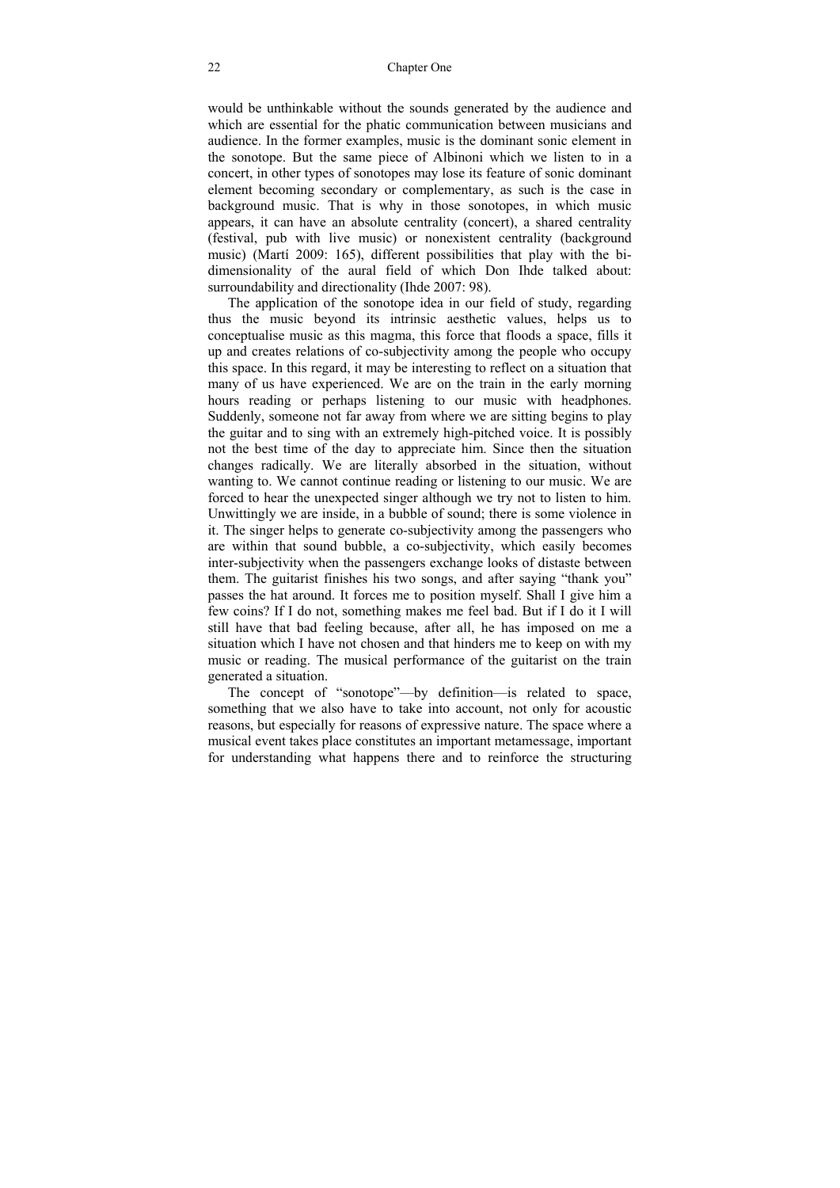would be unthinkable without the sounds generated by the audience and which are essential for the phatic communication between musicians and audience. In the former examples, music is the dominant sonic element in the sonotope. But the same piece of Albinoni which we listen to in a concert, in other types of sonotopes may lose its feature of sonic dominant element becoming secondary or complementary, as such is the case in background music. That is why in those sonotopes, in which music appears, it can have an absolute centrality (concert), a shared centrality (festival, pub with live music) or nonexistent centrality (background music) (Martí 2009: 165), different possibilities that play with the bi-dimensionality of the aural field of which Don Ihde talked about: surroundability and directionality (Ihde 2007: 98).

The application of the sonotope idea in our field of study, regarding thus the music beyond its intrinsic aesthetic values, helps us to conceptualise music as this magma, this force that floods a space, fills it up and creates relations of co-subjectivity among the people who occupy this space. In this regard, it may be interesting to reflect on a situation that many of us have experienced. We are on the train in the early morning hours reading or perhaps listening to our music with headphones. Suddenly, someone not far away from where we are sitting begins to play the guitar and to sing with an extremely high-pitched voice. It is possibly not the best time of the day to appreciate him. Since then the situation changes radically. We are literally absorbed in the situation, without wanting to. We cannot continue reading or listening to our music. We are forced to hear the unexpected singer although we try not to listen to him. Unwittingly we are inside, in a bubble of sound; there is some violence in it. The singer helps to generate co-subjectivity among the passengers who are within that sound bubble, a co-subjectivity, which easily becomes inter-subjectivity when the passengers exchange looks of distaste between them. The guitarist finishes his two songs, and after saying "thank you" passes the hat around. It forces me to position myself. Shall I give him a few coins? If I do not, something makes me feel bad. But if I do it I will still have that bad feeling because, after all, he has imposed on me a situation which I have not chosen and that hinders me to keep on with my music or reading. The musical performance of the guitarist on the train generated a situation.

The concept of "sonotope"—by definition—is related to space, something that we also have to take into account, not only for acoustic reasons, but especially for reasons of expressive nature. The space where a musical event takes place constitutes an important metamessage, important for understanding what happens there and to reinforce the structuring